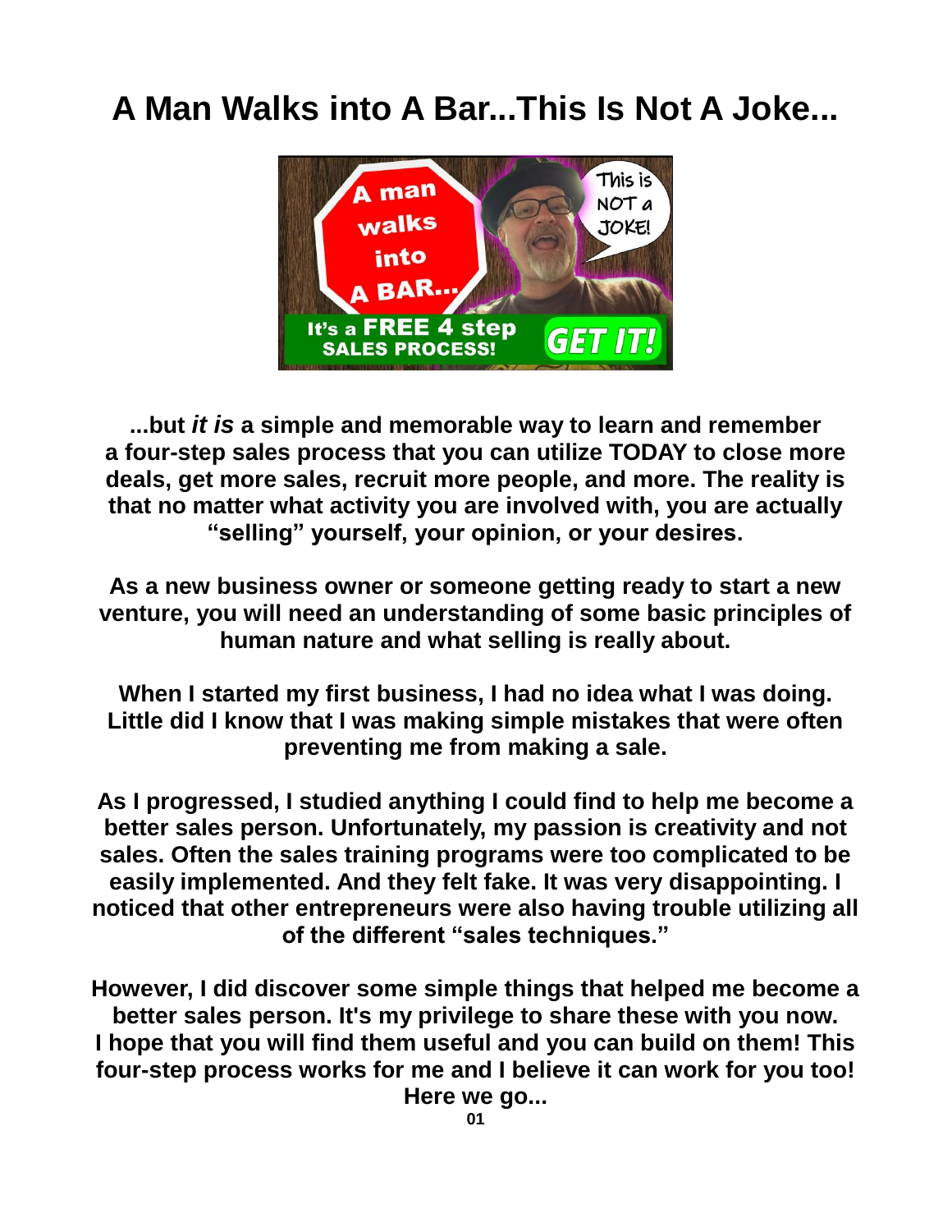# A Man Walks into A Bar...This Is Not A Joke...

**...but *it is* a simple and memorable way to learn and remember a four-step sales process that you can utilize TODAY to close more deals, get more sales, recruit more people, and more. The reality is that no matter what activity you are involved with, you are actually "selling" yourself, your opinion, or your desires.**

**As a new business owner or someone getting ready to start a new venture, you will need an understanding of some basic principles of human nature and what selling is really about.**

**When I started my first business, I had no idea what I was doing. Little did I know that I was making simple mistakes that were often preventing me from making a sale.**

**As I progressed, I studied anything I could find to help me become a better sales person. Unfortunately, my passion is creativity and not sales. Often the sales training programs were too complicated to be easily implemented. And they felt fake. It was very disappointing. I noticed that other entrepreneurs were also having trouble utilizing all of the different "sales techniques."**

**However, I did discover some simple things that helped me become a better sales person. It's my privilege to share these with you now. I hope that you will find them useful and you can build on them! This four-step process works for me and I believe it can work for you too! Here we go...**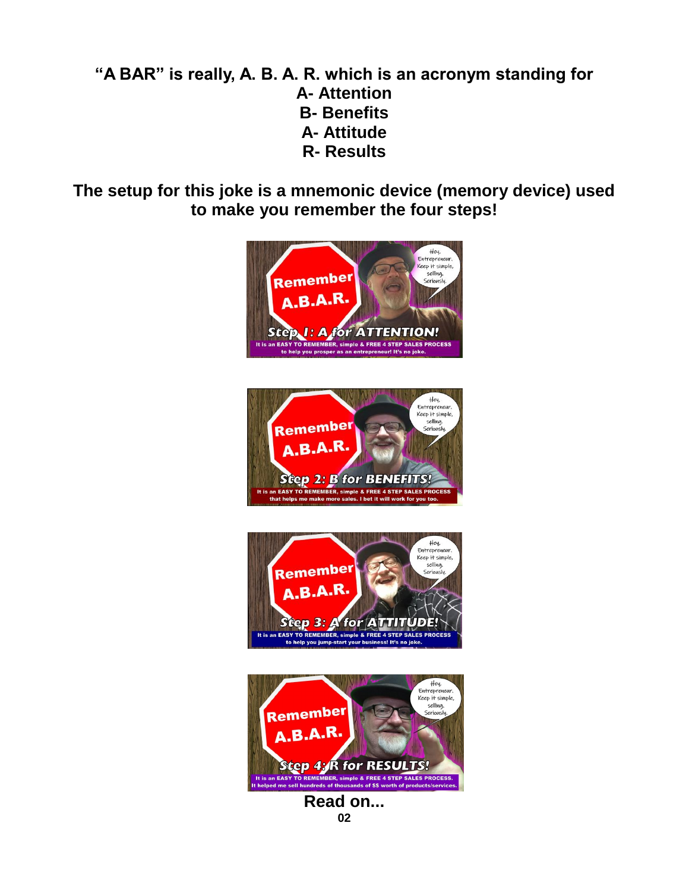**"A BAR" is really, A. B. A. R. which is an acronym standing for**
**A- Attention**
**B- Benefits**
**A- Attitude**
**R- Results**

**The setup for this joke is a mnemonic device (memory device) used to make you remember the four steps!**

**Read on...**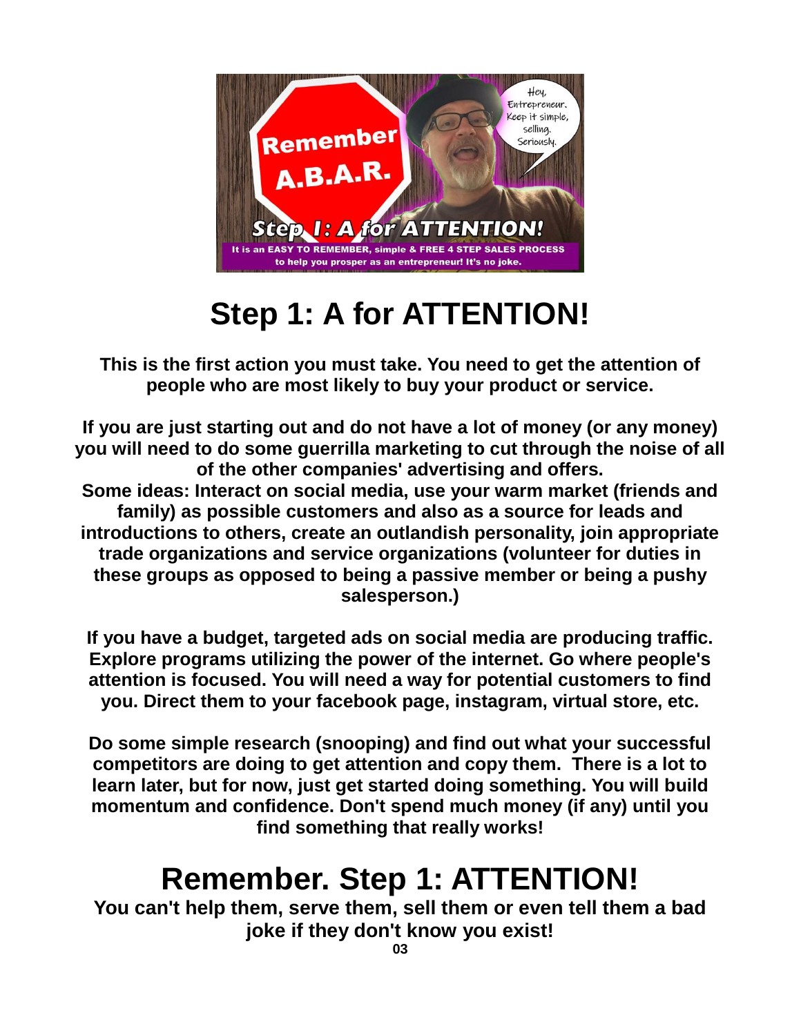# Step 1: A for ATTENTION!

**This is the first action you must take. You need to get the attention of people who are most likely to buy your product or service.**

**If you are just starting out and do not have a lot of money (or any money) you will need to do some guerrilla marketing to cut through the noise of all of the other companies' advertising and offers.**
**Some ideas: Interact on social media, use your warm market (friends and family) as possible customers and also as a source for leads and introductions to others, create an outlandish personality, join appropriate trade organizations and service organizations (volunteer for duties in these groups as opposed to being a passive member or being a pushy salesperson.)**

**If you have a budget, targeted ads on social media are producing traffic. Explore programs utilizing the power of the internet. Go where people's attention is focused. You will need a way for potential customers to find you. Direct them to your facebook page, instagram, virtual store, etc.**

**Do some simple research (snooping) and find out what your successful competitors are doing to get attention and copy them. There is a lot to learn later, but for now, just get started doing something. You will build momentum and confidence. Don't spend much money (if any) until you find something that really works!**

# Remember. Step 1: ATTENTION!

**You can't help them, serve them, sell them or even tell them a bad joke if they don't know you exist!**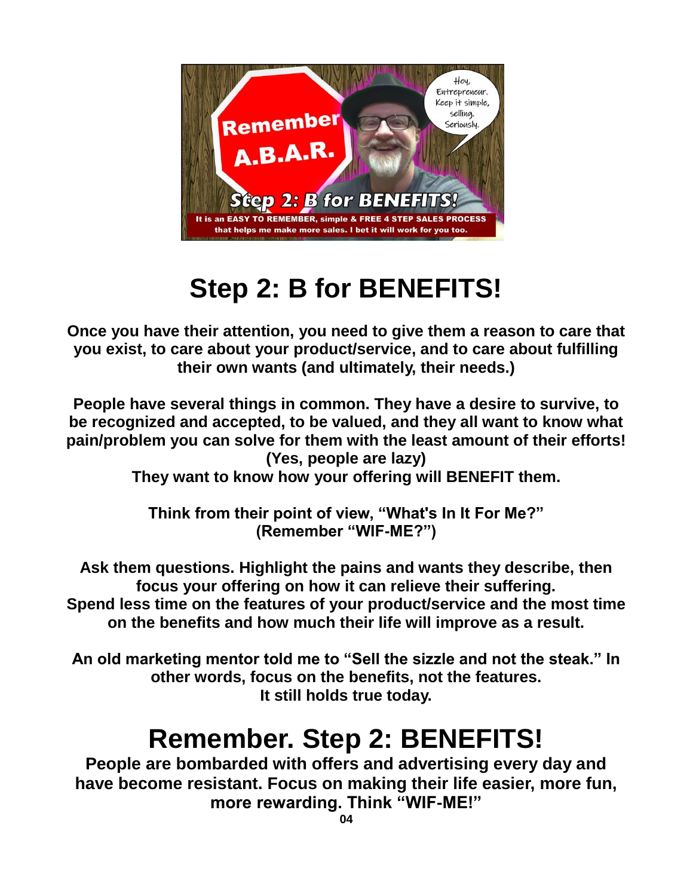# Step 2: B for BENEFITS!

**Once you have their attention, you need to give them a reason to care that you exist, to care about your product/service, and to care about fulfilling their own wants (and ultimately, their needs.)**

**People have several things in common. They have a desire to survive, to be recognized and accepted, to be valued, and they all want to know what pain/problem you can solve for them with the least amount of their efforts! (Yes, people are lazy)**
**They want to know how your offering will BENEFIT them.**

**Think from their point of view, "What's In It For Me?" (Remember "WIF-ME?")**

**Ask them questions. Highlight the pains and wants they describe, then focus your offering on how it can relieve their suffering.**
**Spend less time on the features of your product/service and the most time on the benefits and how much their life will improve as a result.**

**An old marketing mentor told me to "Sell the sizzle and not the steak." In other words, focus on the benefits, not the features.**
**It still holds true today.**

# Remember. Step 2: BENEFITS!

**People are bombarded with offers and advertising every day and have become resistant. Focus on making their life easier, more fun, more rewarding. Think "WIF-ME!"**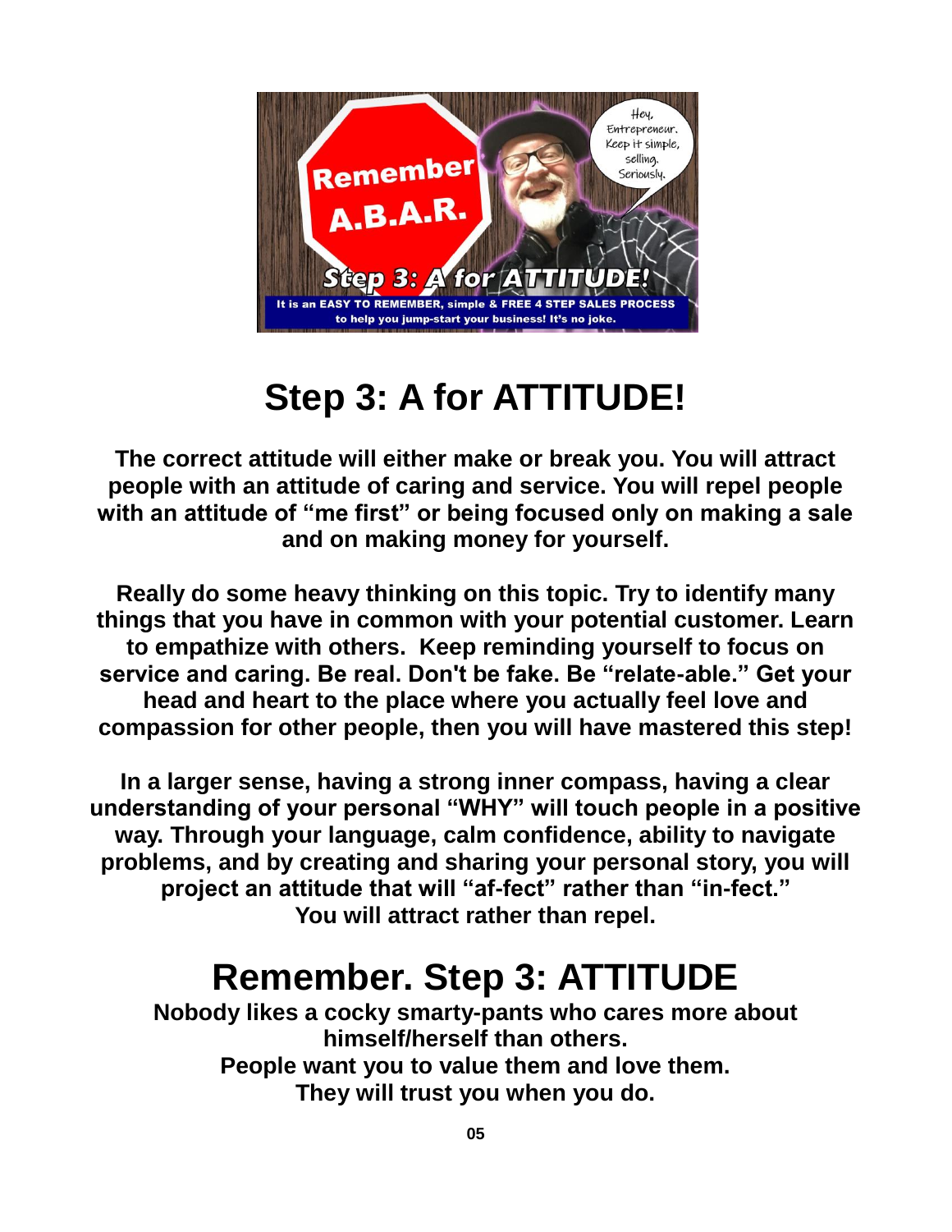# Step 3: A for ATTITUDE!

**The correct attitude will either make or break you. You will attract people with an attitude of caring and service. You will repel people with an attitude of "me first" or being focused only on making a sale and on making money for yourself.**

**Really do some heavy thinking on this topic. Try to identify many things that you have in common with your potential customer. Learn to empathize with others. Keep reminding yourself to focus on service and caring. Be real. Don't be fake. Be "relate-able." Get your head and heart to the place where you actually feel love and compassion for other people, then you will have mastered this step!**

**In a larger sense, having a strong inner compass, having a clear understanding of your personal "WHY" will touch people in a positive way. Through your language, calm confidence, ability to navigate problems, and by creating and sharing your personal story, you will project an attitude that will "af-fect" rather than "in-fect." You will attract rather than repel.**

## Remember. Step 3: ATTITUDE

**Nobody likes a cocky smarty-pants who cares more about himself/herself than others.**
**People want you to value them and love them.**
**They will trust you when you do.**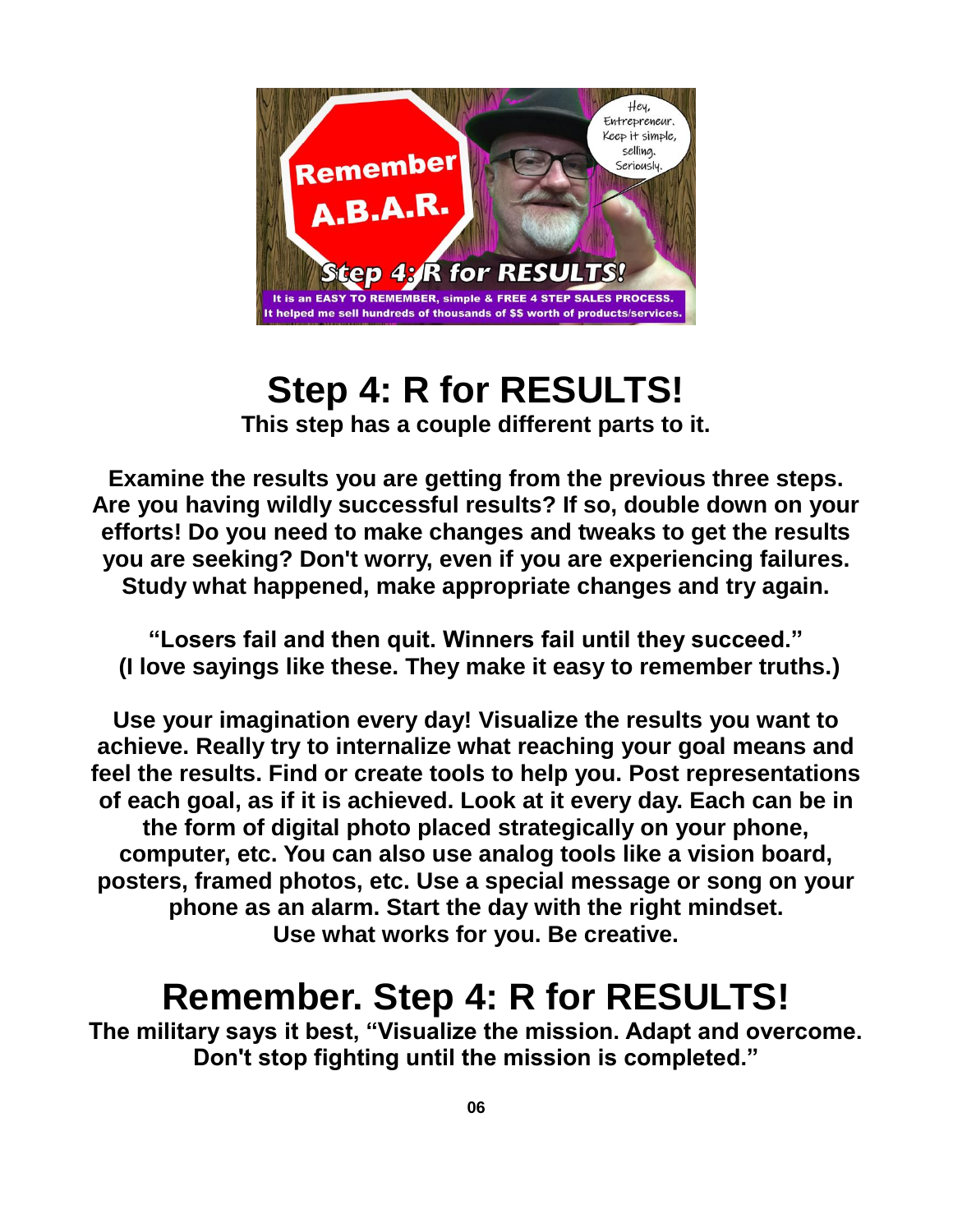# Step 4: R for RESULTS!

**This step has a couple different parts to it.**

**Examine the results you are getting from the previous three steps. Are you having wildly successful results? If so, double down on your efforts! Do you need to make changes and tweaks to get the results you are seeking? Don't worry, even if you are experiencing failures. Study what happened, make appropriate changes and try again.**

**"Losers fail and then quit. Winners fail until they succeed." (I love sayings like these. They make it easy to remember truths.)**

**Use your imagination every day! Visualize the results you want to achieve. Really try to internalize what reaching your goal means and feel the results. Find or create tools to help you. Post representations of each goal, as if it is achieved. Look at it every day. Each can be in the form of digital photo placed strategically on your phone, computer, etc. You can also use analog tools like a vision board, posters, framed photos, etc. Use a special message or song on your phone as an alarm. Start the day with the right mindset. Use what works for you. Be creative.**

# Remember. Step 4: R for RESULTS!

**The military says it best, "Visualize the mission. Adapt and overcome. Don't stop fighting until the mission is completed."**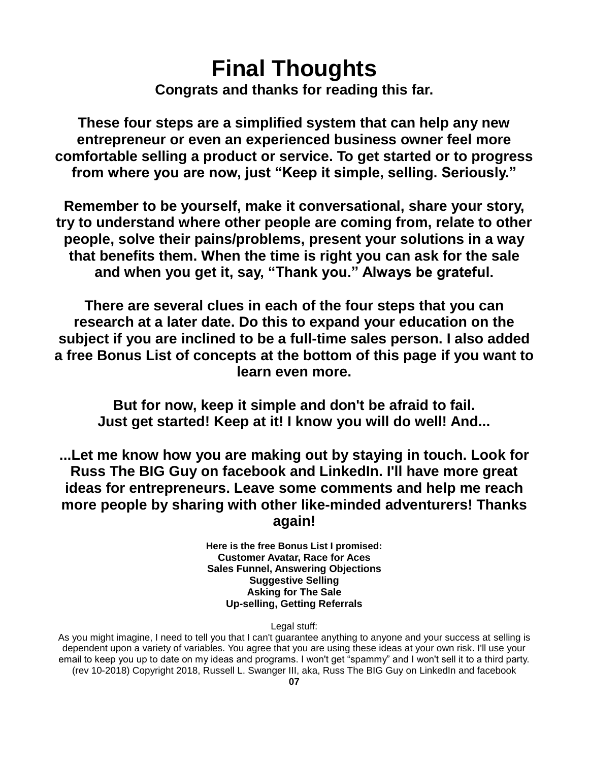# Final Thoughts

**Congrats and thanks for reading this far.**

**These four steps are a simplified system that can help any new entrepreneur or even an experienced business owner feel more comfortable selling a product or service. To get started or to progress from where you are now, just "Keep it simple, selling. Seriously."**

**Remember to be yourself, make it conversational, share your story, try to understand where other people are coming from, relate to other people, solve their pains/problems, present your solutions in a way that benefits them. When the time is right you can ask for the sale and when you get it, say, "Thank you." Always be grateful.**

**There are several clues in each of the four steps that you can research at a later date. Do this to expand your education on the subject if you are inclined to be a full-time sales person. I also added a free Bonus List of concepts at the bottom of this page if you want to learn even more.**

**But for now, keep it simple and don't be afraid to fail.
Just get started! Keep at it! I know you will do well! And...**

**...Let me know how you are making out by staying in touch. Look for Russ The BIG Guy on facebook and LinkedIn. I'll have more great ideas for entrepreneurs. Leave some comments and help me reach more people by sharing with other like-minded adventurers! Thanks again!**

**Here is the free Bonus List I promised:
Customer Avatar, Race for Aces
Sales Funnel, Answering Objections
Suggestive Selling
Asking for The Sale
Up-selling, Getting Referrals**

Legal stuff:
As you might imagine, I need to tell you that I can't guarantee anything to anyone and your success at selling is dependent upon a variety of variables. You agree that you are using these ideas at your own risk. I'll use your email to keep you up to date on my ideas and programs. I won't get "spammy" and I won't sell it to a third party. (rev 10-2018) Copyright 2018, Russell L. Swanger III, aka, Russ The BIG Guy on LinkedIn and facebook